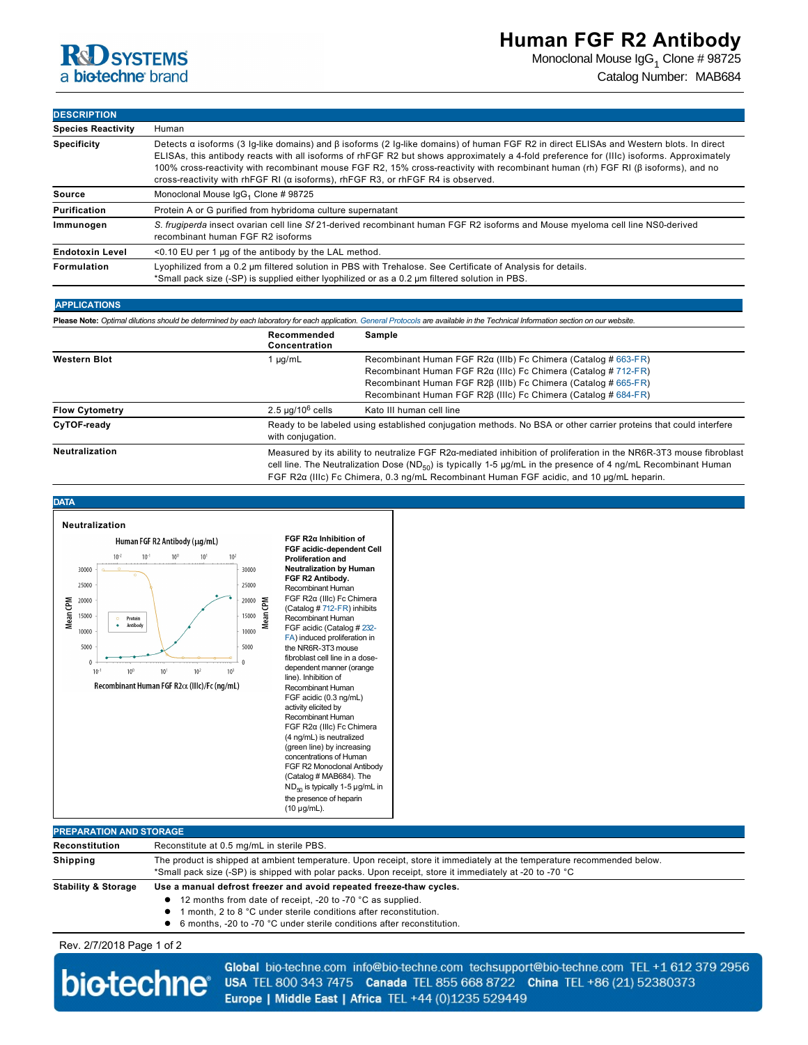# Human FGF R2 Antibody

Monoclonal Mouse $IgG_1$ Clone # 98725

Catalog Number: MAB684

R&D SYSTEMS a bio-techne brand

## DESCRIPTION

| | |
|---|---|
| **Species Reactivity** | Human |
| **Specificity** | Detects α isoforms (3 Ig-like domains) and β isoforms (2 Ig-like domains) of human FGF R2 in direct ELISAs and Western blots. In direct ELISAs, this antibody reacts with all isoforms of rhFGF R2 but shows approximately a 4-fold preference for (IIIc) isoforms. Approximately 100% cross-reactivity with recombinant mouse FGF R2, 15% cross-reactivity with recombinant human (rh) FGF RI (β isoforms), and no cross-reactivity with rhFGF RI (α isoforms), rhFGF R3, or rhFGF R4 is observed. |
| **Source** | Monoclonal Mouse $IgG_1$ Clone # 98725 |
| **Purification** | Protein A or G purified from hybridoma culture supernatant |
| **Immunogen** | *S. frugiperda* insect ovarian cell line *Sf* 21-derived recombinant human FGF R2 isoforms and Mouse myeloma cell line NS0-derived recombinant human FGF R2 isoforms |
| **Endotoxin Level** | <0.10 EU per 1 μg of the antibody by the LAL method. |
| **Formulation** | Lyophilized from a 0.2 μm filtered solution in PBS with Trehalose. See Certificate of Analysis for details.<br>*Small pack size (-SP) is supplied either lyophilized or as a 0.2 μm filtered solution in PBS. |

## APPLICATIONS

**Please Note:** *Optimal dilutions should be determined by each laboratory for each application. General Protocols are available in the Technical Information section on our website.*

| | Recommended Concentration | Sample |
|---|---|---|
| **Western Blot** | 1 μg/mL | Recombinant Human FGF R2α (IIIb) Fc Chimera (Catalog # 663-FR)<br>Recombinant Human FGF R2α (IIIc) Fc Chimera (Catalog # 712-FR)<br>Recombinant Human FGF R2β (IIIb) Fc Chimera (Catalog # 665-FR)<br>Recombinant Human FGF R2β (IIIc) Fc Chimera (Catalog # 684-FR) |
| **Flow Cytometry** | 2.5 μg/$10^6$ cells | Kato III human cell line |
| **CyTOF-ready** | Ready to be labeled using established conjugation methods. No BSA or other carrier proteins that could interfere with conjugation. | |
| **Neutralization** | Measured by its ability to neutralize FGF R2α-mediated inhibition of proliferation in the NR6R-3T3 mouse fibroblast cell line. The Neutralization Dose ($ND_{50}$) is typically 1-5 μg/mL in the presence of 4 ng/mL Recombinant Human FGF R2α (IIIc) Fc Chimera, 0.3 ng/mL Recombinant Human FGF acidic, and 10 μg/mL heparin. | |

## DATA

**Neutralization**

**FGF R2α Inhibition of FGF acidic-dependent Cell Proliferation and Neutralization by Human FGF R2 Antibody.** Recombinant Human FGF R2α (IIIc) Fc Chimera (Catalog # 712-FR) inhibits Recombinant Human FGF acidic (Catalog # 232-FA) induced proliferation in the NR6R-3T3 mouse fibroblast cell line in a dose-dependent manner (orange line). Inhibition of Recombinant Human FGF acidic (0.3 ng/mL) activity elicited by Recombinant Human FGF R2α (IIIc) Fc Chimera (4 ng/mL) is neutralized (green line) by increasing concentrations of Human FGF R2 Monoclonal Antibody (Catalog # MAB684). The $ND_{50}$ is typically 1-5 μg/mL in the presence of heparin (10 μg/mL).

## PREPARATION AND STORAGE

| | |
|---|---|
| **Reconstitution** | Reconstitute at 0.5 mg/mL in sterile PBS. |
| **Shipping** | The product is shipped at ambient temperature. Upon receipt, store it immediately at the temperature recommended below.<br>*Small pack size (-SP) is shipped with polar packs. Upon receipt, store it immediately at -20 to -70 °C |
| **Stability & Storage** | **Use a manual defrost freezer and avoid repeated freeze-thaw cycles.**<br>● 12 months from date of receipt, -20 to -70 °C as supplied.<br>● 1 month, 2 to 8 °C under sterile conditions after reconstitution.<br>● 6 months, -20 to -70 °C under sterile conditions after reconstitution. |

Rev. 2/7/2018

bio-techne®

**Global** bio-techne.com info@bio-techne.com techsupport@bio-techne.com TEL +1 612 379 2956
**USA** TEL 800 343 7475 **Canada** TEL 855 668 8722 **China** TEL +86 (21) 52380373
**Europe | Middle East | Africa** TEL +44 (0)1235 529449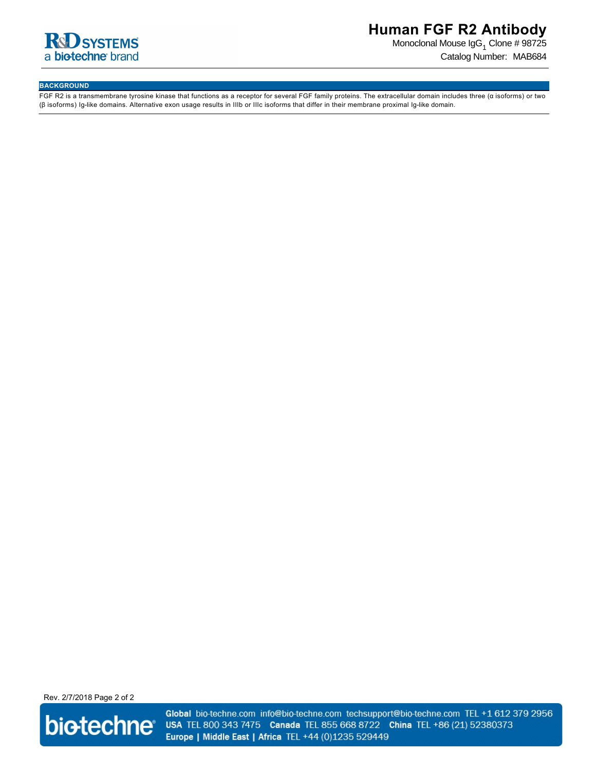# Human FGF R2 Antibody

Monoclonal Mouse $IgG_1$ Clone # 98725

Catalog Number: MAB684

## BACKGROUND

FGF R2 is a transmembrane tyrosine kinase that functions as a receptor for several FGF family proteins. The extracellular domain includes three (α isoforms) or two (β isoforms) Ig-like domains. Alternative exon usage results in IIIb or IIIc isoforms that differ in their membrane proximal Ig-like domain.

Rev. 2/7/2018

**Global** bio-techne.com info@bio-techne.com techsupport@bio-techne.com TEL +1 612 379 2956
**USA** TEL 800 343 7475 **Canada** TEL 855 668 8722 **China** TEL +86 (21) 52380373
**Europe | Middle East | Africa** TEL +44 (0)1235 529449